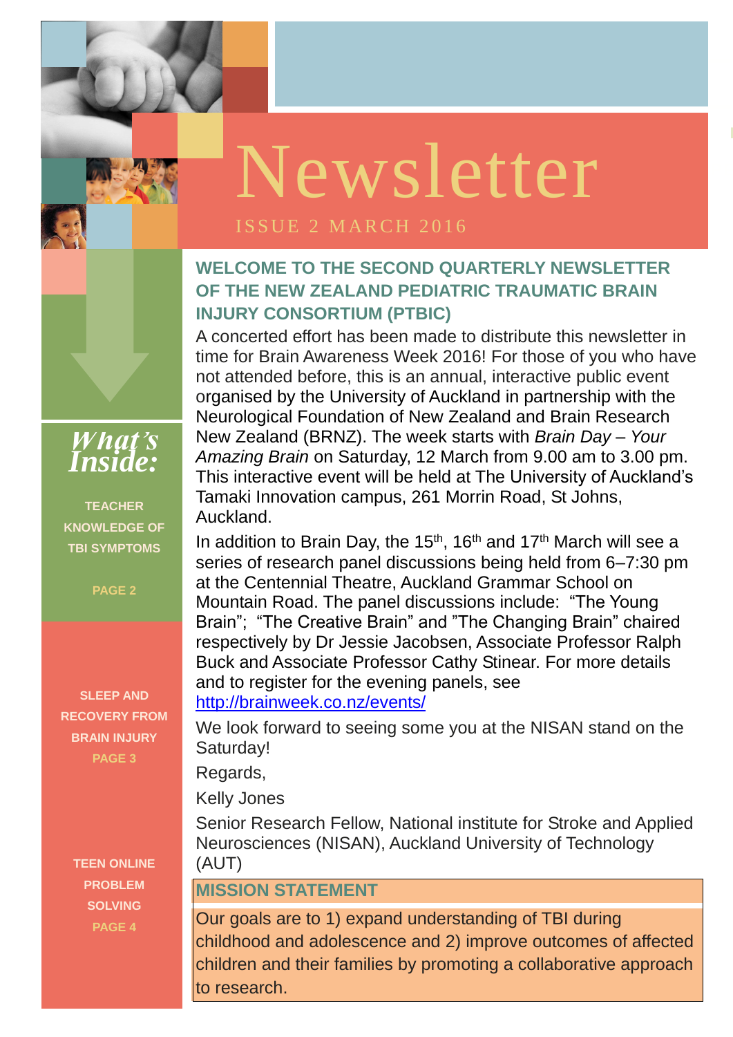# Newsletter

ISSUE 2 MARCH 2016

## *What's Inside:*

**TEACHER KNOWLEDGE OF TBI SYMPTOMS**

**PAGE 2**

**SLEEP AND RECOVERY FROM BRAIN INJURY**

**PAGE 3**

**TEEN ONLINE PROBLEM SOLVING**

**PAGE 4**

## WELCOME TO THE SECOND QUARTERLY NEWSLETTER OF THE NEW ZEALAND PEDIATRIC TRAUMATIC BRAIN INJURY CONSORTIUM (PTBIC)

A concerted effort has been made to distribute this newsletter in time for Brain Awareness Week 2016! For those of you who have not attended before, this is an annual, interactive public event organised by the University of Auckland in partnership with the Neurological Foundation of New Zealand and Brain Research New Zealand (BRNZ). The week starts with *Brain Day – Your Amazing Brain* on Saturday, 12 March from 9.00 am to 3.00 pm. This interactive event will be held at The University of Auckland's Tamaki Innovation campus, 261 Morrin Road, St Johns, Auckland.

In addition to Brain Day, the 15th, 16th and 17th March will see a series of research panel discussions being held from 6–7:30 pm at the Centennial Theatre, Auckland Grammar School on Mountain Road. The panel discussions include: "The Young Brain"; "The Creative Brain" and "The Changing Brain" chaired respectively by Dr Jessie Jacobsen, Associate Professor Ralph Buck and Associate Professor Cathy Stinear. For more details and to register for the evening panels, see http://brainweek.co.nz/events/

We look forward to seeing some you at the NISAN stand on the Saturday!

Regards,

Kelly Jones

Senior Research Fellow, National institute for Stroke and Applied Neurosciences (NISAN), Auckland University of Technology (AUT)

## MISSION STATEMENT

Our goals are to 1) expand understanding of TBI during childhood and adolescence and 2) improve outcomes of affected children and their families by promoting a collaborative approach to research.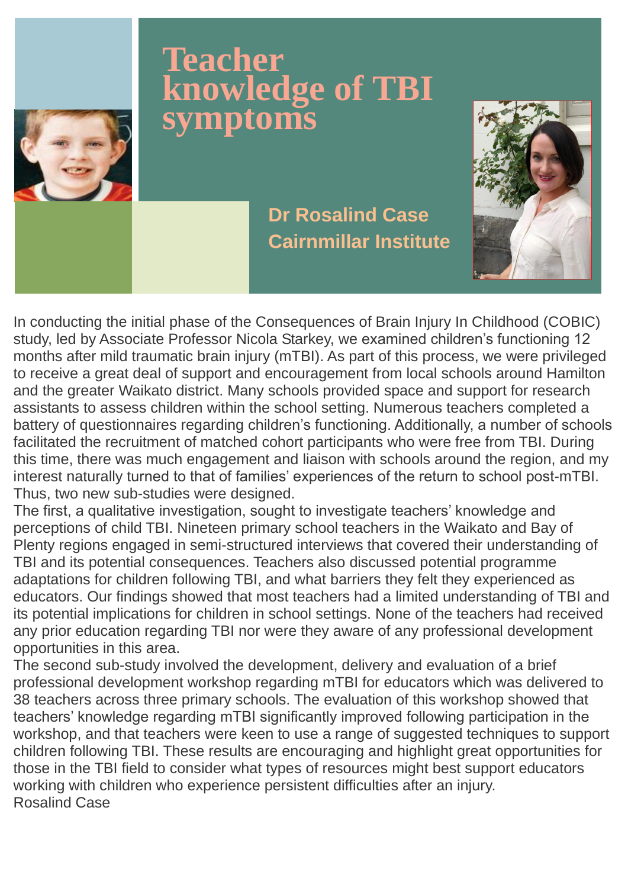# Teacher knowledge of TBI symptoms

**Dr Rosalind Case**
**Cairnmillar Institute**

In conducting the initial phase of the Consequences of Brain Injury In Childhood (COBIC) study, led by Associate Professor Nicola Starkey, we examined children's functioning 12 months after mild traumatic brain injury (mTBI). As part of this process, we were privileged to receive a great deal of support and encouragement from local schools around Hamilton and the greater Waikato district. Many schools provided space and support for research assistants to assess children within the school setting. Numerous teachers completed a battery of questionnaires regarding children's functioning. Additionally, a number of schools facilitated the recruitment of matched cohort participants who were free from TBI. During this time, there was much engagement and liaison with schools around the region, and my interest naturally turned to that of families' experiences of the return to school post-mTBI. Thus, two new sub-studies were designed.

The first, a qualitative investigation, sought to investigate teachers' knowledge and perceptions of child TBI. Nineteen primary school teachers in the Waikato and Bay of Plenty regions engaged in semi-structured interviews that covered their understanding of TBI and its potential consequences. Teachers also discussed potential programme adaptations for children following TBI, and what barriers they felt they experienced as educators. Our findings showed that most teachers had a limited understanding of TBI and its potential implications for children in school settings. None of the teachers had received any prior education regarding TBI nor were they aware of any professional development opportunities in this area.

The second sub-study involved the development, delivery and evaluation of a brief professional development workshop regarding mTBI for educators which was delivered to 38 teachers across three primary schools. The evaluation of this workshop showed that teachers' knowledge regarding mTBI significantly improved following participation in the workshop, and that teachers were keen to use a range of suggested techniques to support children following TBI. These results are encouraging and highlight great opportunities for those in the TBI field to consider what types of resources might best support educators working with children who experience persistent difficulties after an injury.

Rosalind Case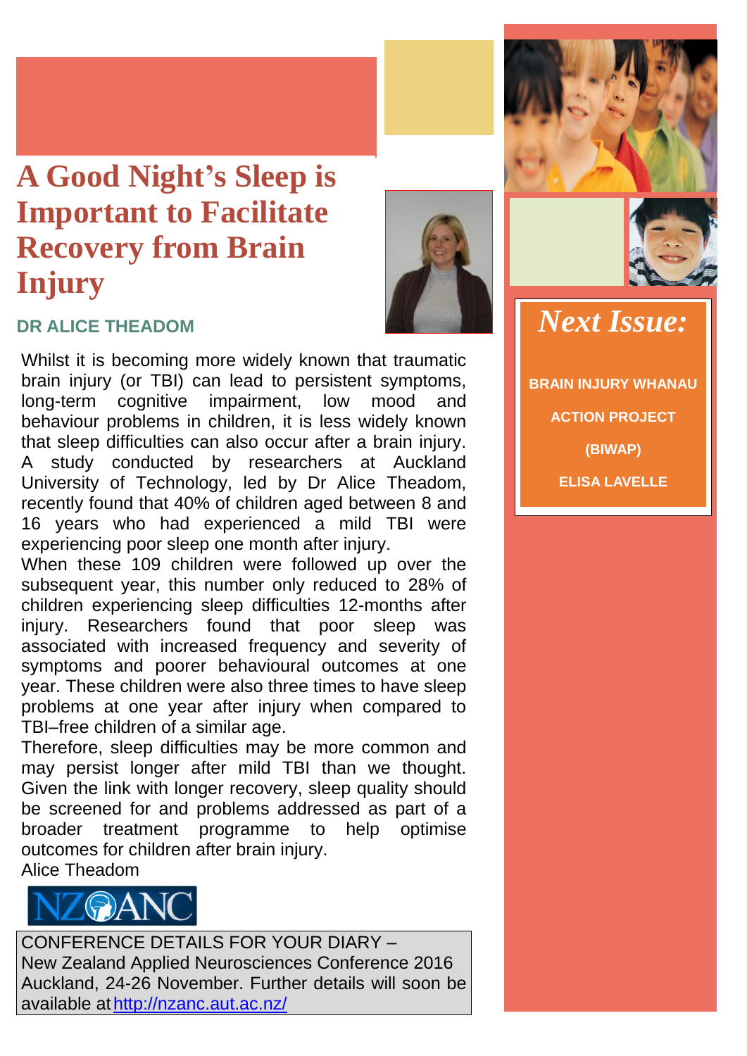# A Good Night's Sleep is Important to Facilitate Recovery from Brain Injury

**DR ALICE THEADOM**

Whilst it is becoming more widely known that traumatic brain injury (or TBI) can lead to persistent symptoms, long-term cognitive impairment, low mood and behaviour problems in children, it is less widely known that sleep difficulties can also occur after a brain injury. A study conducted by researchers at Auckland University of Technology, led by Dr Alice Theadom, recently found that 40% of children aged between 8 and 16 years who had experienced a mild TBI were experiencing poor sleep one month after injury.

When these 109 children were followed up over the subsequent year, this number only reduced to 28% of children experiencing sleep difficulties 12-months after injury. Researchers found that poor sleep was associated with increased frequency and severity of symptoms and poorer behavioural outcomes at one year. These children were also three times to have sleep problems at one year after injury when compared to TBI–free children of a similar age.

Therefore, sleep difficulties may be more common and may persist longer after mild TBI than we thought. Given the link with longer recovery, sleep quality should be screened for and problems addressed as part of a broader treatment programme to help optimise outcomes for children after brain injury.

Alice Theadom

NZANC

CONFERENCE DETAILS FOR YOUR DIARY –
New Zealand Applied Neurosciences Conference 2016
Auckland, 24-26 November. Further details will soon be available at http://nzanc.aut.ac.nz/

## *Next Issue:*

**BRAIN INJURY WHANAU ACTION PROJECT (BIWAP)**

**ELISA LAVELLE**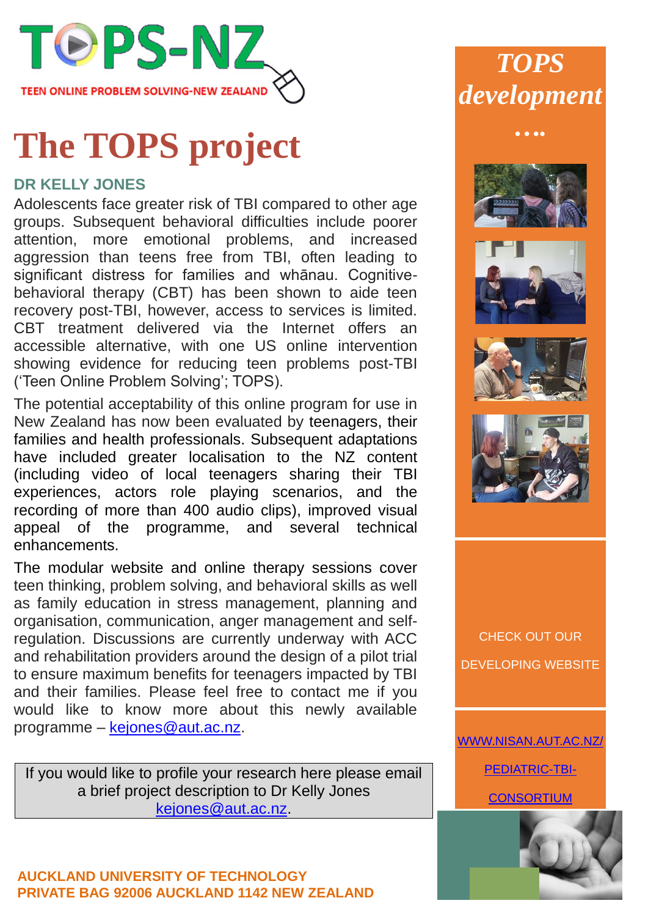TOPS-NZ

TEEN ONLINE PROBLEM SOLVING-NEW ZEALAND

# The TOPS project

**DR KELLY JONES**

Adolescents face greater risk of TBI compared to other age groups. Subsequent behavioral difficulties include poorer attention, more emotional problems, and increased aggression than teens free from TBI, often leading to significant distress for families and whānau. Cognitive-behavioral therapy (CBT) has been shown to aide teen recovery post-TBI, however, access to services is limited. CBT treatment delivered via the Internet offers an accessible alternative, with one US online intervention showing evidence for reducing teen problems post-TBI ('Teen Online Problem Solving'; TOPS).

The potential acceptability of this online program for use in New Zealand has now been evaluated by teenagers, their families and health professionals. Subsequent adaptations have included greater localisation to the NZ content (including video of local teenagers sharing their TBI experiences, actors role playing scenarios, and the recording of more than 400 audio clips), improved visual appeal of the programme, and several technical enhancements.

The modular website and online therapy sessions cover teen thinking, problem solving, and behavioral skills as well as family education in stress management, planning and organisation, communication, anger management and self-regulation. Discussions are currently underway with ACC and rehabilitation providers around the design of a pilot trial to ensure maximum benefits for teenagers impacted by TBI and their families. Please feel free to contact me if you would like to know more about this newly available programme – kejones@aut.ac.nz.

If you would like to profile your research here please email a brief project description to Dr Kelly Jones kejones@aut.ac.nz.

***TOPS development***

****….****

CHECK OUT OUR

DEVELOPING WEBSITE

WWW.NISAN.AUT.AC.NZ/PEDIATRIC-TBI-CONSORTIUM

**AUCKLAND UNIVERSITY OF TECHNOLOGY**
**PRIVATE BAG 92006 AUCKLAND 1142 NEW ZEALAND**